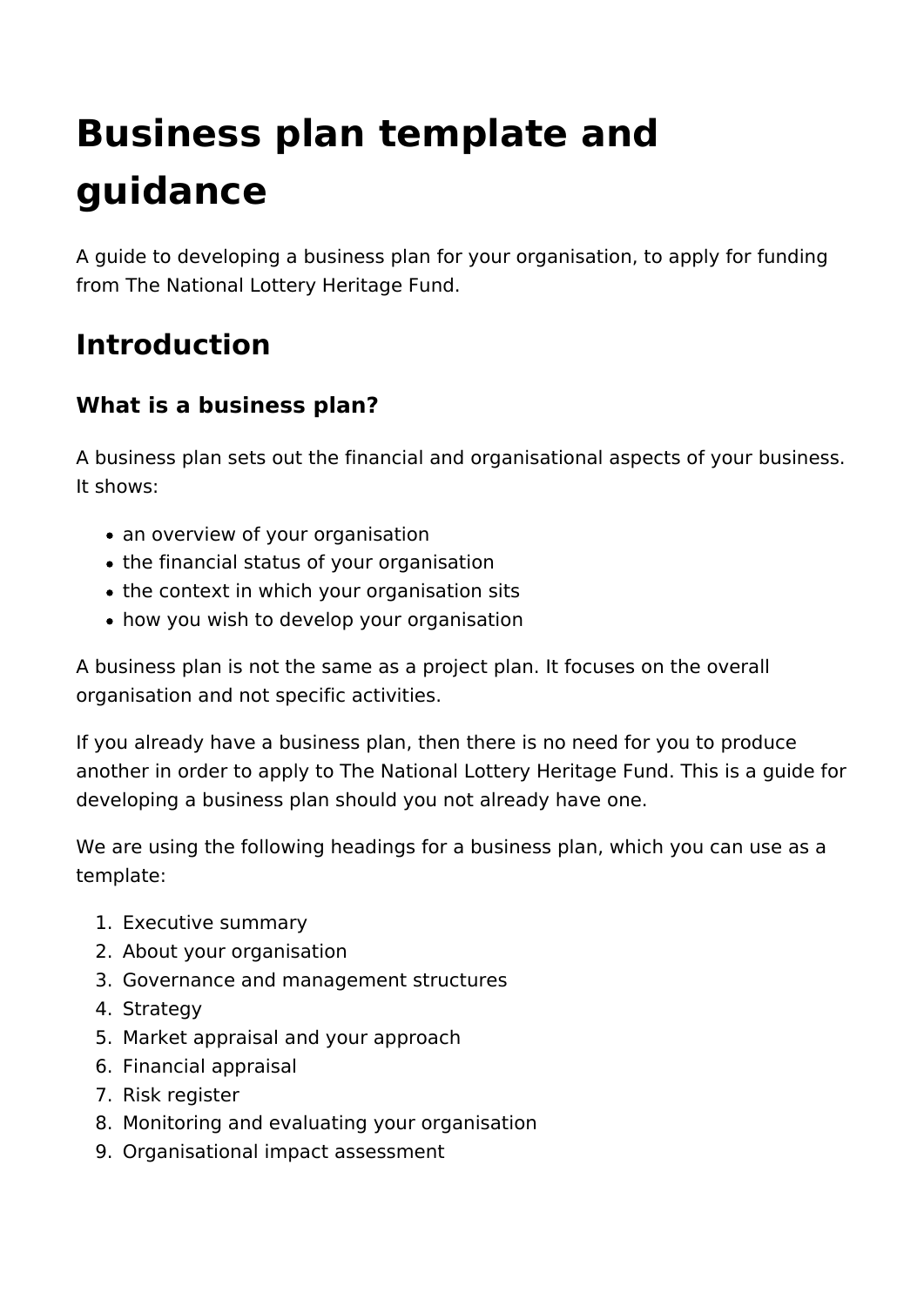# Business plan template and guidance

A guide to developing a business plan for your organisation, to apply for funding from The National Lottery Heritage Fund.

## Introduction

### What is a business plan?

A business plan sets out the financial and organisational aspects of your business. It shows:

- an overview of your organisation
- the financial status of your organisation
- the context in which your organisation sits
- how you wish to develop your organisation

A business plan is not the same as a project plan. It focuses on the overall organisation and not specific activities.

If you already have a business plan, then there is no need for you to produce another in order to apply to The National Lottery Heritage Fund. This is a guide for developing a business plan should you not already have one.

We are using the following headings for a business plan, which you can use as a template:

1. Executive summary
2. About your organisation
3. Governance and management structures
4. Strategy
5. Market appraisal and your approach
6. Financial appraisal
7. Risk register
8. Monitoring and evaluating your organisation
9. Organisational impact assessment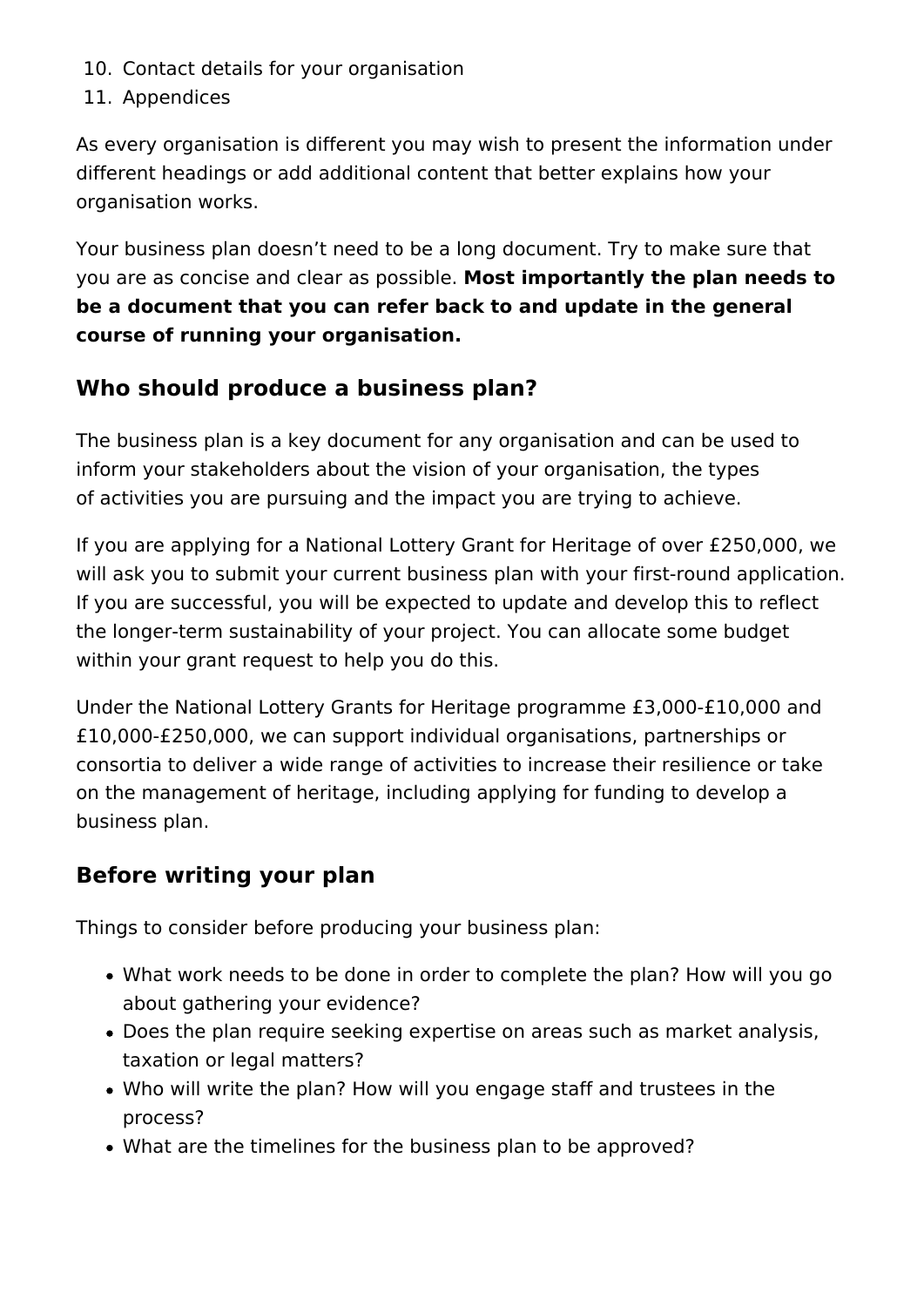10. Contact details for your organisation
11. Appendices

As every organisation is different you may wish to present the information under different headings or add additional content that better explains how your organisation works.

Your business plan doesn't need to be a long document. Try to make sure that you are as concise and clear as possible. **Most importantly the plan needs to be a document that you can refer back to and update in the general course of running your organisation.**

## Who should produce a business plan?

The business plan is a key document for any organisation and can be used to inform your stakeholders about the vision of your organisation, the types of activities you are pursuing and the impact you are trying to achieve.

If you are applying for a National Lottery Grant for Heritage of over £250,000, we will ask you to submit your current business plan with your first-round application. If you are successful, you will be expected to update and develop this to reflect the longer-term sustainability of your project. You can allocate some budget within your grant request to help you do this.

Under the National Lottery Grants for Heritage programme £3,000-£10,000 and £10,000-£250,000, we can support individual organisations, partnerships or consortia to deliver a wide range of activities to increase their resilience or take on the management of heritage, including applying for funding to develop a business plan.

## Before writing your plan

Things to consider before producing your business plan:

- What work needs to be done in order to complete the plan? How will you go about gathering your evidence?
- Does the plan require seeking expertise on areas such as market analysis, taxation or legal matters?
- Who will write the plan? How will you engage staff and trustees in the process?
- What are the timelines for the business plan to be approved?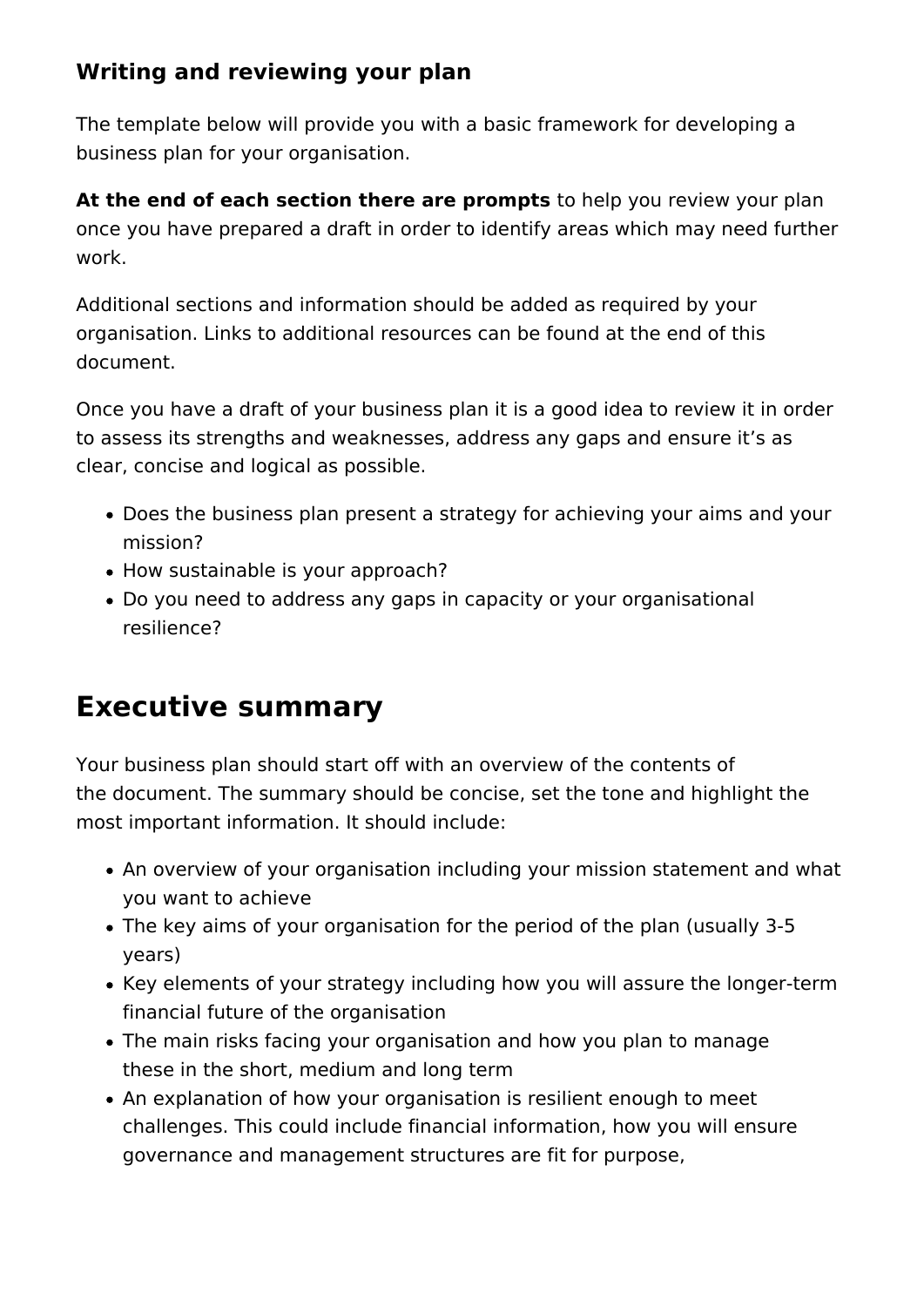### Writing and reviewing your plan

The template below will provide you with a basic framework for developing a business plan for your organisation.

**At the end of each section there are prompts** to help you review your plan once you have prepared a draft in order to identify areas which may need further work.

Additional sections and information should be added as required by your organisation. Links to additional resources can be found at the end of this document.

Once you have a draft of your business plan it is a good idea to review it in order to assess its strengths and weaknesses, address any gaps and ensure it's as clear, concise and logical as possible.

- Does the business plan present a strategy for achieving your aims and your mission?
- How sustainable is your approach?
- Do you need to address any gaps in capacity or your organisational resilience?

# Executive summary

Your business plan should start off with an overview of the contents of the document. The summary should be concise, set the tone and highlight the most important information. It should include:

- An overview of your organisation including your mission statement and what you want to achieve
- The key aims of your organisation for the period of the plan (usually 3-5 years)
- Key elements of your strategy including how you will assure the longer-term financial future of the organisation
- The main risks facing your organisation and how you plan to manage these in the short, medium and long term
- An explanation of how your organisation is resilient enough to meet challenges. This could include financial information, how you will ensure governance and management structures are fit for purpose,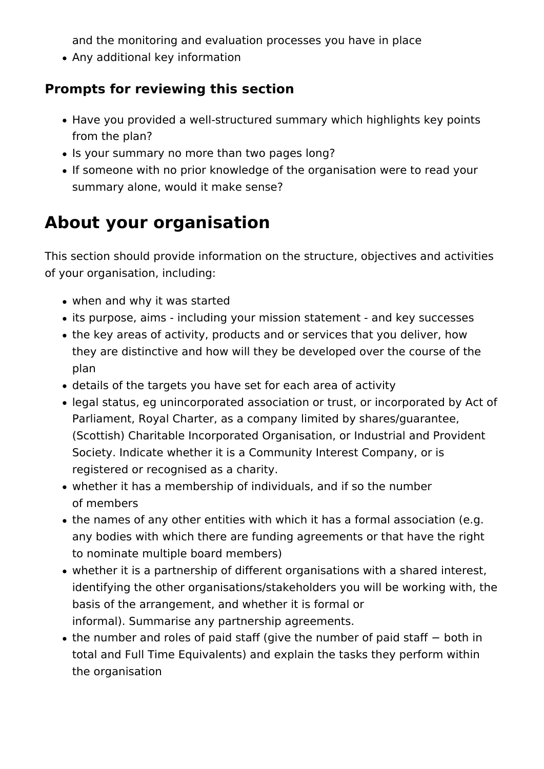and the monitoring and evaluation processes you have in place
- Any additional key information

### Prompts for reviewing this section

- Have you provided a well-structured summary which highlights key points from the plan?
- Is your summary no more than two pages long?
- If someone with no prior knowledge of the organisation were to read your summary alone, would it make sense?

## About your organisation

This section should provide information on the structure, objectives and activities of your organisation, including:

- when and why it was started
- its purpose, aims - including your mission statement - and key successes
- the key areas of activity, products and or services that you deliver, how they are distinctive and how will they be developed over the course of the plan
- details of the targets you have set for each area of activity
- legal status, eg unincorporated association or trust, or incorporated by Act of Parliament, Royal Charter, as a company limited by shares/guarantee, (Scottish) Charitable Incorporated Organisation, or Industrial and Provident Society. Indicate whether it is a Community Interest Company, or is registered or recognised as a charity.
- whether it has a membership of individuals, and if so the number of members
- the names of any other entities with which it has a formal association (e.g. any bodies with which there are funding agreements or that have the right to nominate multiple board members)
- whether it is a partnership of different organisations with a shared interest, identifying the other organisations/stakeholders you will be working with, the basis of the arrangement, and whether it is formal or informal). Summarise any partnership agreements.
- the number and roles of paid staff (give the number of paid staff − both in total and Full Time Equivalents) and explain the tasks they perform within the organisation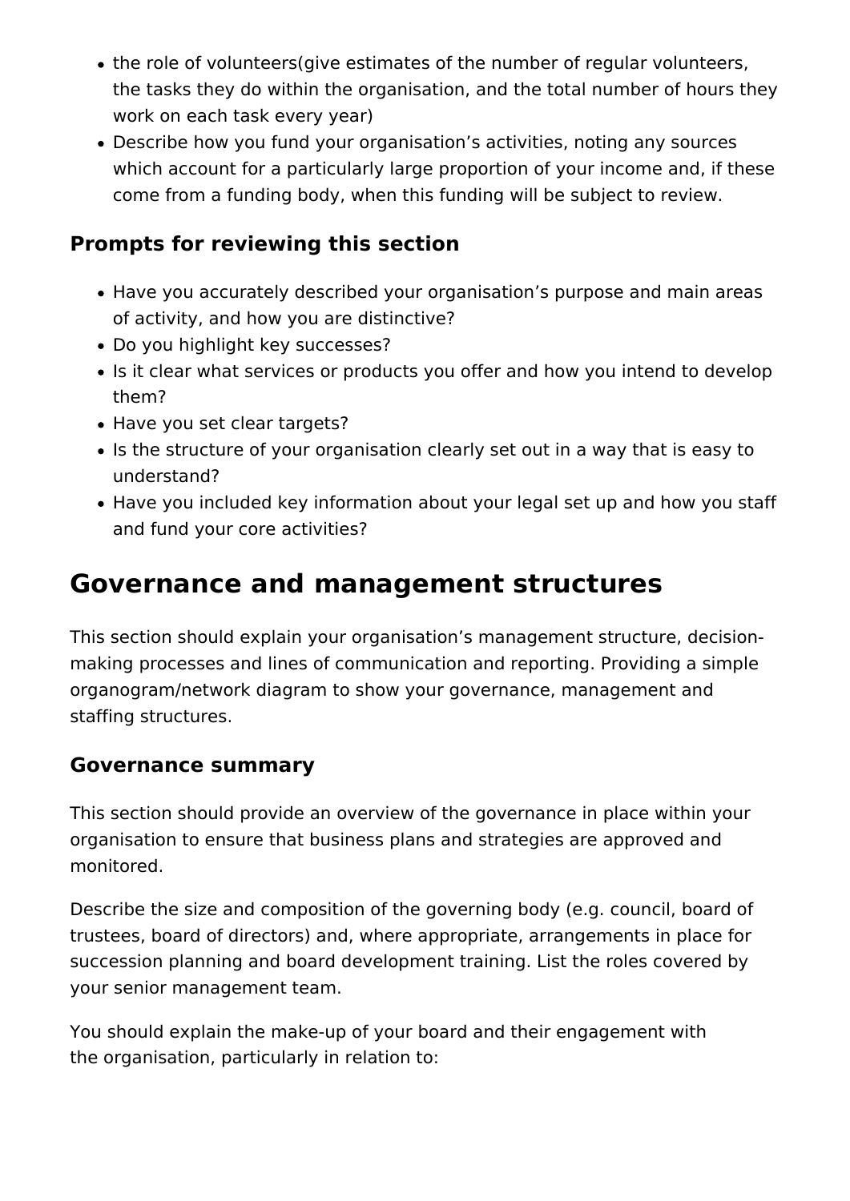- the role of volunteers(give estimates of the number of regular volunteers, the tasks they do within the organisation, and the total number of hours they work on each task every year)
- Describe how you fund your organisation's activities, noting any sources which account for a particularly large proportion of your income and, if these come from a funding body, when this funding will be subject to review.

### Prompts for reviewing this section

- Have you accurately described your organisation's purpose and main areas of activity, and how you are distinctive?
- Do you highlight key successes?
- Is it clear what services or products you offer and how you intend to develop them?
- Have you set clear targets?
- Is the structure of your organisation clearly set out in a way that is easy to understand?
- Have you included key information about your legal set up and how you staff and fund your core activities?

## Governance and management structures

This section should explain your organisation's management structure, decision-making processes and lines of communication and reporting. Providing a simple organogram/network diagram to show your governance, management and staffing structures.

### Governance summary

This section should provide an overview of the governance in place within your organisation to ensure that business plans and strategies are approved and monitored.

Describe the size and composition of the governing body (e.g. council, board of trustees, board of directors) and, where appropriate, arrangements in place for succession planning and board development training. List the roles covered by your senior management team.

You should explain the make-up of your board and their engagement with the organisation, particularly in relation to: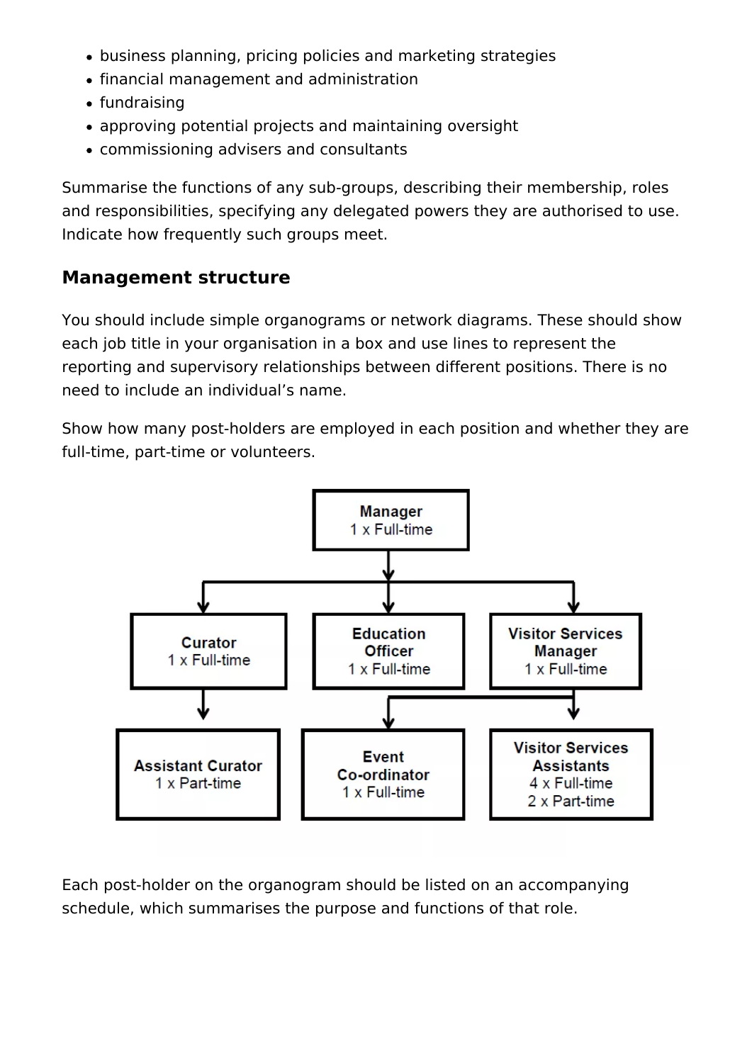- business planning, pricing policies and marketing strategies
- financial management and administration
- fundraising
- approving potential projects and maintaining oversight
- commissioning advisers and consultants

Summarise the functions of any sub-groups, describing their membership, roles and responsibilities, specifying any delegated powers they are authorised to use. Indicate how frequently such groups meet.

## Management structure

You should include simple organograms or network diagrams. These should show each job title in your organisation in a box and use lines to represent the reporting and supervisory relationships between different positions. There is no need to include an individual's name.

Show how many post-holders are employed in each position and whether they are full-time, part-time or volunteers.

- **Manager** – 1 x Full-time
  - **Curator** – 1 x Full-time
    - **Assistant Curator** – 1 x Part-time
  - **Education Officer** – 1 x Full-time
  - **Visitor Services Manager** – 1 x Full-time
    - **Event Co-ordinator** – 1 x Full-time
    - **Visitor Services Assistants** – 4 x Full-time, 2 x Part-time

Each post-holder on the organogram should be listed on an accompanying schedule, which summarises the purpose and functions of that role.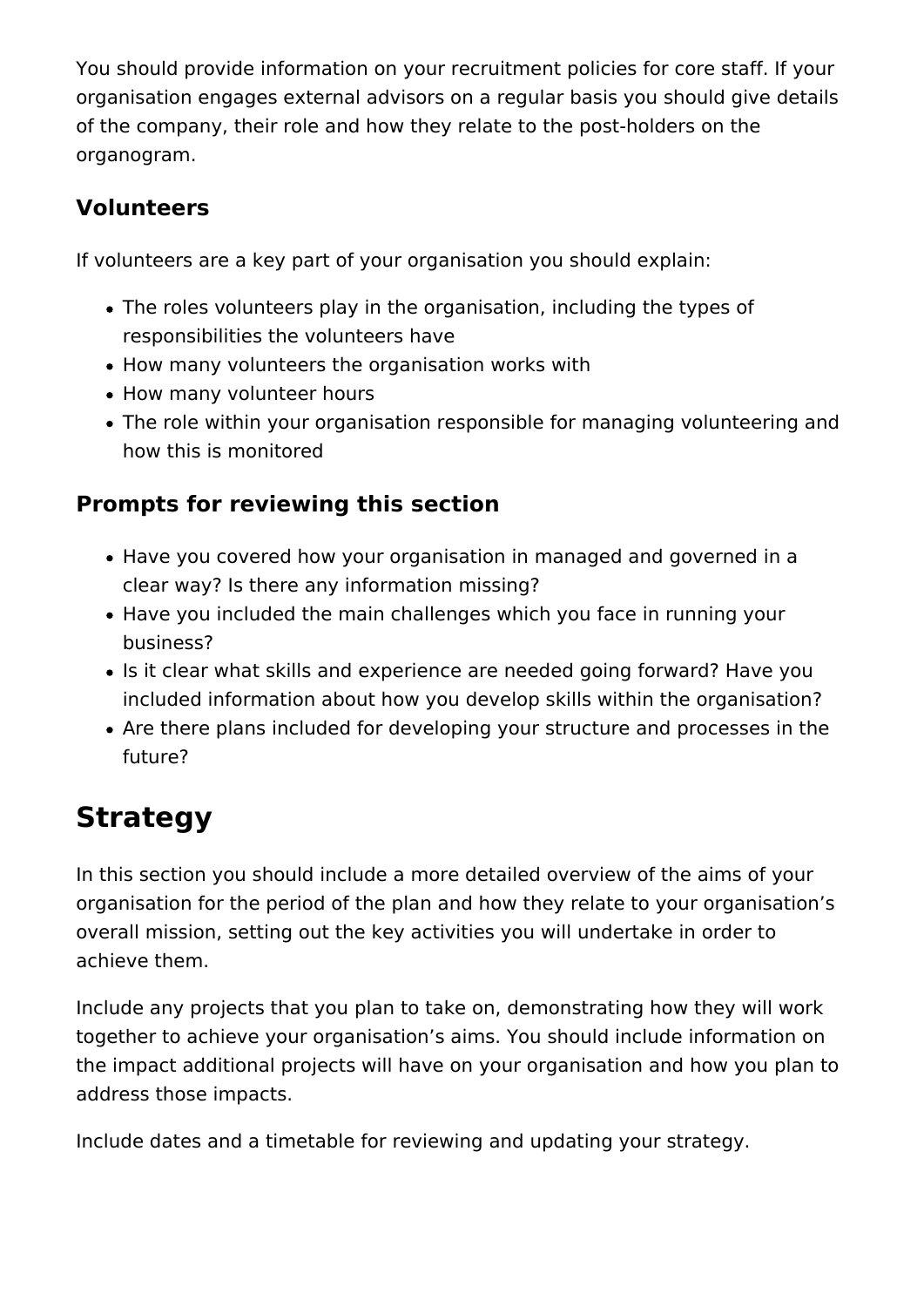You should provide information on your recruitment policies for core staff. If your organisation engages external advisors on a regular basis you should give details of the company, their role and how they relate to the post-holders on the organogram.

### Volunteers

If volunteers are a key part of your organisation you should explain:

- The roles volunteers play in the organisation, including the types of responsibilities the volunteers have
- How many volunteers the organisation works with
- How many volunteer hours
- The role within your organisation responsible for managing volunteering and how this is monitored

### Prompts for reviewing this section

- Have you covered how your organisation in managed and governed in a clear way? Is there any information missing?
- Have you included the main challenges which you face in running your business?
- Is it clear what skills and experience are needed going forward? Have you included information about how you develop skills within the organisation?
- Are there plans included for developing your structure and processes in the future?

## Strategy

In this section you should include a more detailed overview of the aims of your organisation for the period of the plan and how they relate to your organisation's overall mission, setting out the key activities you will undertake in order to achieve them.

Include any projects that you plan to take on, demonstrating how they will work together to achieve your organisation's aims. You should include information on the impact additional projects will have on your organisation and how you plan to address those impacts.

Include dates and a timetable for reviewing and updating your strategy.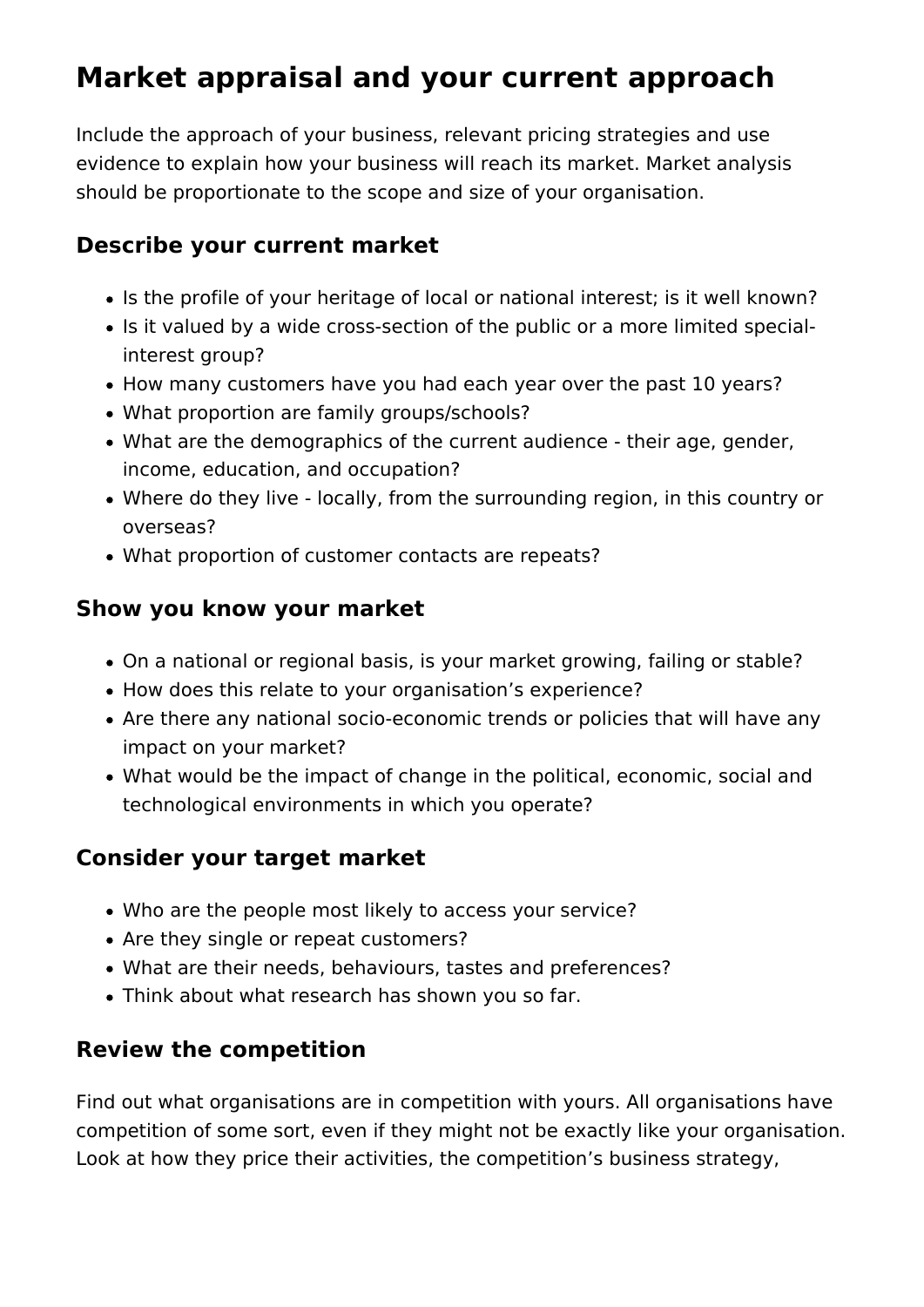# Market appraisal and your current approach

Include the approach of your business, relevant pricing strategies and use evidence to explain how your business will reach its market. Market analysis should be proportionate to the scope and size of your organisation.

## Describe your current market

- Is the profile of your heritage of local or national interest; is it well known?
- Is it valued by a wide cross-section of the public or a more limited special-interest group?
- How many customers have you had each year over the past 10 years?
- What proportion are family groups/schools?
- What are the demographics of the current audience - their age, gender, income, education, and occupation?
- Where do they live - locally, from the surrounding region, in this country or overseas?
- What proportion of customer contacts are repeats?

## Show you know your market

- On a national or regional basis, is your market growing, failing or stable?
- How does this relate to your organisation's experience?
- Are there any national socio-economic trends or policies that will have any impact on your market?
- What would be the impact of change in the political, economic, social and technological environments in which you operate?

## Consider your target market

- Who are the people most likely to access your service?
- Are they single or repeat customers?
- What are their needs, behaviours, tastes and preferences?
- Think about what research has shown you so far.

## Review the competition

Find out what organisations are in competition with yours. All organisations have competition of some sort, even if they might not be exactly like your organisation. Look at how they price their activities, the competition's business strategy,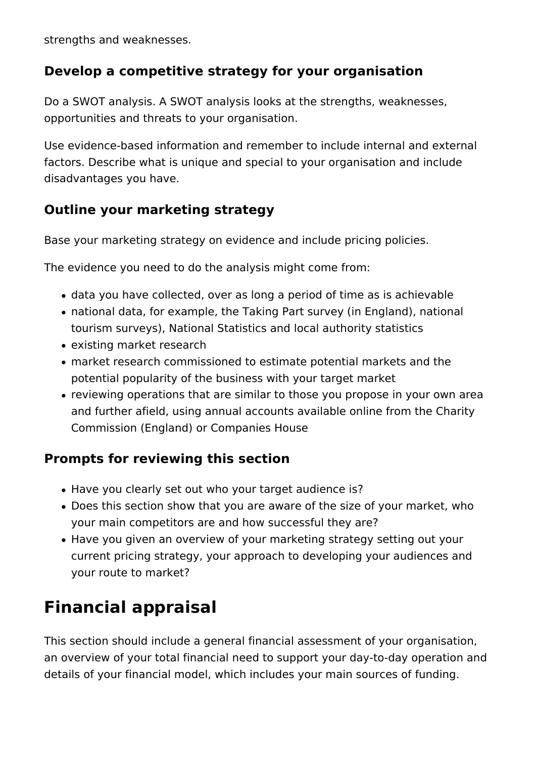strengths and weaknesses.

### Develop a competitive strategy for your organisation

Do a SWOT analysis. A SWOT analysis looks at the strengths, weaknesses, opportunities and threats to your organisation.

Use evidence-based information and remember to include internal and external factors. Describe what is unique and special to your organisation and include disadvantages you have.

### Outline your marketing strategy

Base your marketing strategy on evidence and include pricing policies.

The evidence you need to do the analysis might come from:

- data you have collected, over as long a period of time as is achievable
- national data, for example, the Taking Part survey (in England), national tourism surveys), National Statistics and local authority statistics
- existing market research
- market research commissioned to estimate potential markets and the potential popularity of the business with your target market
- reviewing operations that are similar to those you propose in your own area and further afield, using annual accounts available online from the Charity Commission (England) or Companies House

### Prompts for reviewing this section

- Have you clearly set out who your target audience is?
- Does this section show that you are aware of the size of your market, who your main competitors are and how successful they are?
- Have you given an overview of your marketing strategy setting out your current pricing strategy, your approach to developing your audiences and your route to market?

# Financial appraisal

This section should include a general financial assessment of your organisation, an overview of your total financial need to support your day-to-day operation and details of your financial model, which includes your main sources of funding.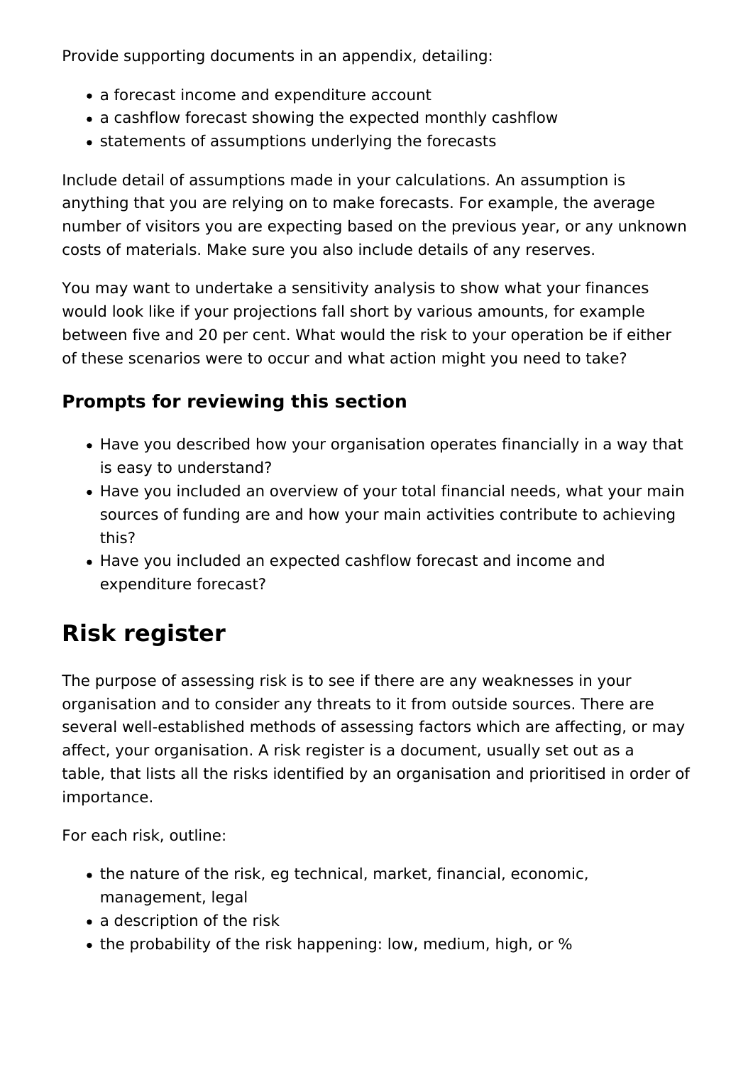Provide supporting documents in an appendix, detailing:

- a forecast income and expenditure account
- a cashflow forecast showing the expected monthly cashflow
- statements of assumptions underlying the forecasts

Include detail of assumptions made in your calculations. An assumption is anything that you are relying on to make forecasts. For example, the average number of visitors you are expecting based on the previous year, or any unknown costs of materials. Make sure you also include details of any reserves.

You may want to undertake a sensitivity analysis to show what your finances would look like if your projections fall short by various amounts, for example between five and 20 per cent. What would the risk to your operation be if either of these scenarios were to occur and what action might you need to take?

### Prompts for reviewing this section

- Have you described how your organisation operates financially in a way that is easy to understand?
- Have you included an overview of your total financial needs, what your main sources of funding are and how your main activities contribute to achieving this?
- Have you included an expected cashflow forecast and income and expenditure forecast?

# Risk register

The purpose of assessing risk is to see if there are any weaknesses in your organisation and to consider any threats to it from outside sources. There are several well-established methods of assessing factors which are affecting, or may affect, your organisation. A risk register is a document, usually set out as a table, that lists all the risks identified by an organisation and prioritised in order of importance.

For each risk, outline:

- the nature of the risk, eg technical, market, financial, economic, management, legal
- a description of the risk
- the probability of the risk happening: low, medium, high, or %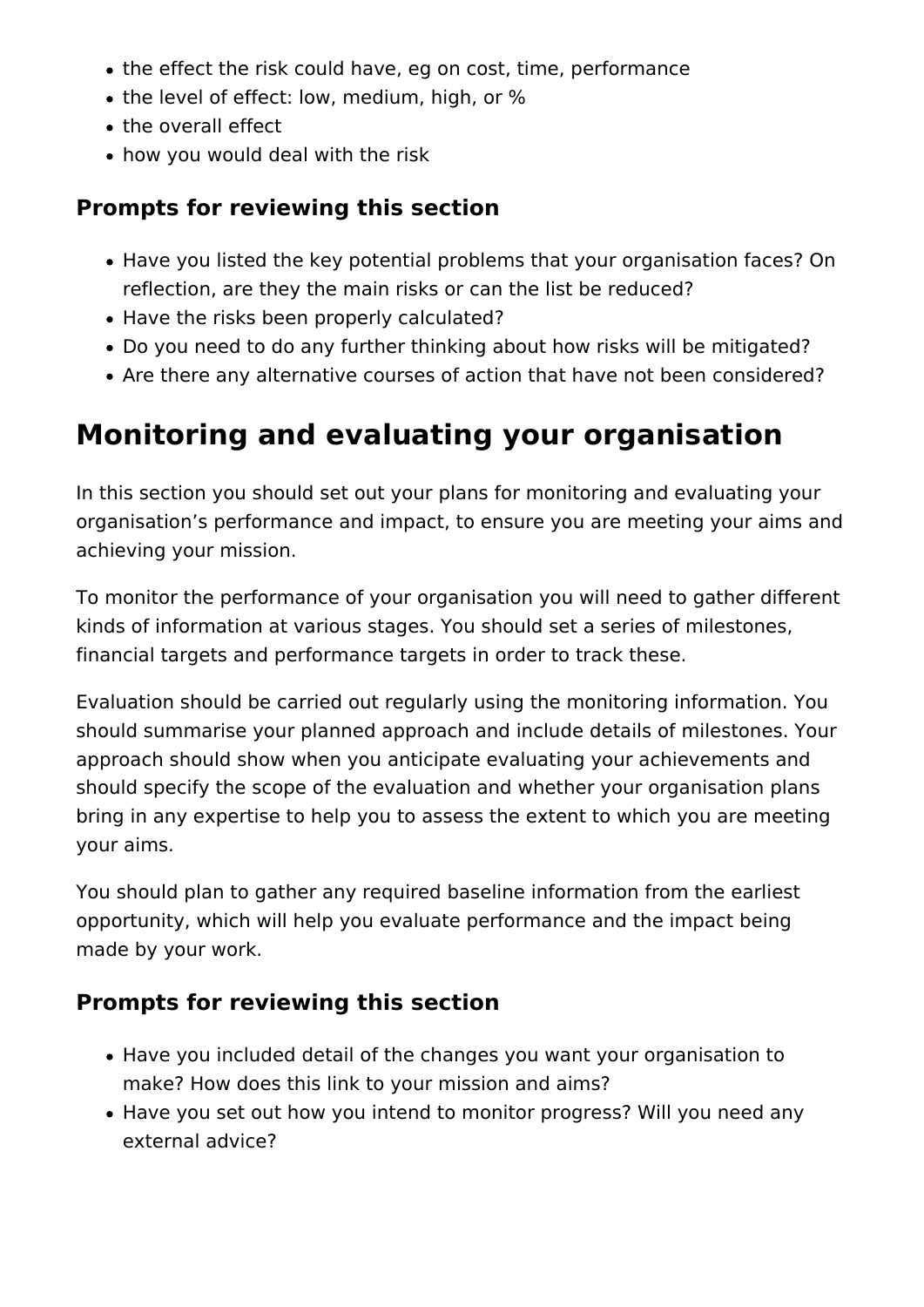- the effect the risk could have, eg on cost, time, performance
- the level of effect: low, medium, high, or %
- the overall effect
- how you would deal with the risk

### Prompts for reviewing this section

- Have you listed the key potential problems that your organisation faces? On reflection, are they the main risks or can the list be reduced?
- Have the risks been properly calculated?
- Do you need to do any further thinking about how risks will be mitigated?
- Are there any alternative courses of action that have not been considered?

## Monitoring and evaluating your organisation

In this section you should set out your plans for monitoring and evaluating your organisation's performance and impact, to ensure you are meeting your aims and achieving your mission.

To monitor the performance of your organisation you will need to gather different kinds of information at various stages. You should set a series of milestones, financial targets and performance targets in order to track these.

Evaluation should be carried out regularly using the monitoring information. You should summarise your planned approach and include details of milestones. Your approach should show when you anticipate evaluating your achievements and should specify the scope of the evaluation and whether your organisation plans bring in any expertise to help you to assess the extent to which you are meeting your aims.

You should plan to gather any required baseline information from the earliest opportunity, which will help you evaluate performance and the impact being made by your work.

### Prompts for reviewing this section

- Have you included detail of the changes you want your organisation to make? How does this link to your mission and aims?
- Have you set out how you intend to monitor progress? Will you need any external advice?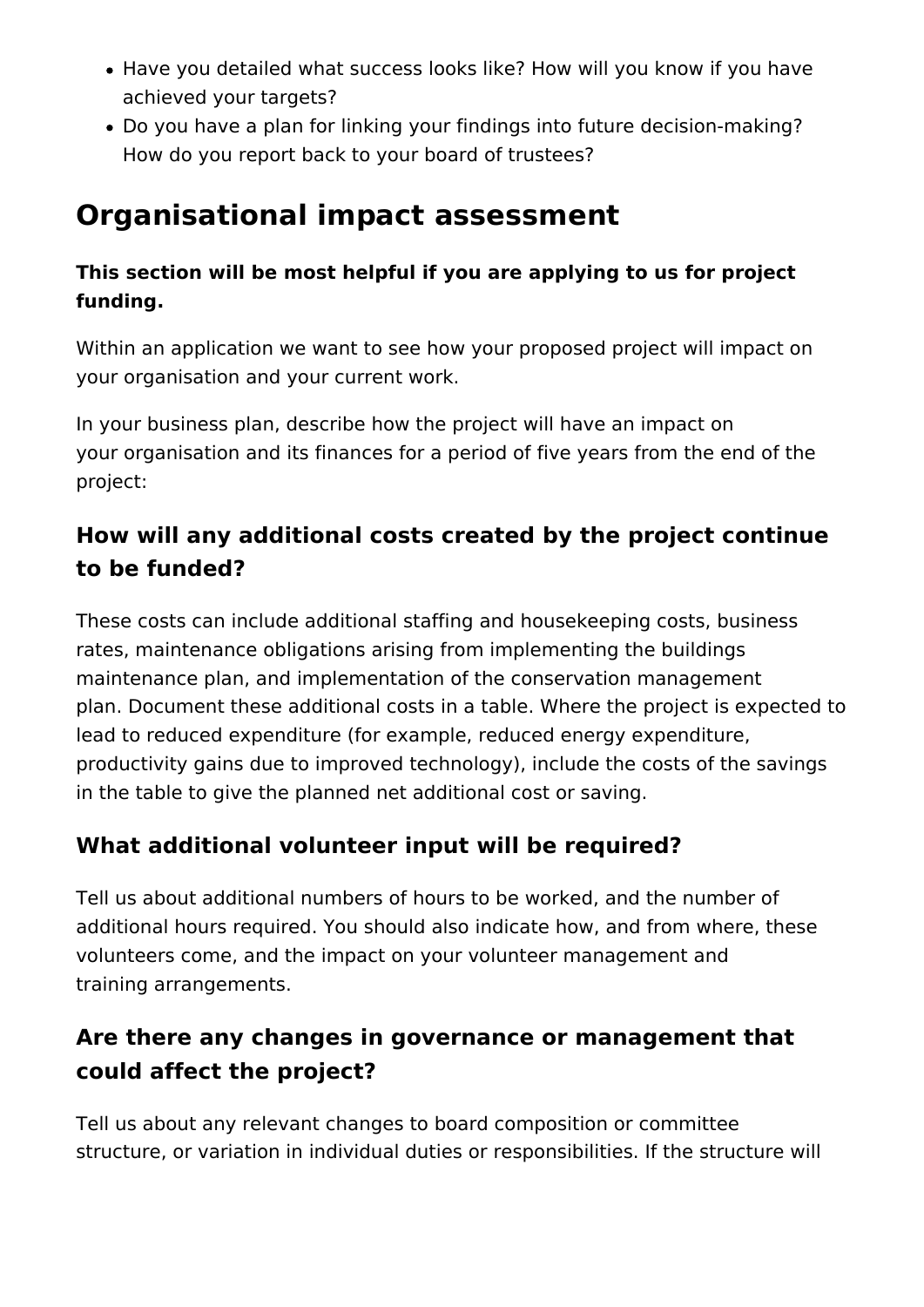- Have you detailed what success looks like? How will you know if you have achieved your targets?
- Do you have a plan for linking your findings into future decision-making? How do you report back to your board of trustees?

# Organisational impact assessment

**This section will be most helpful if you are applying to us for project funding.**

Within an application we want to see how your proposed project will impact on your organisation and your current work.

In your business plan, describe how the project will have an impact on your organisation and its finances for a period of five years from the end of the project:

## How will any additional costs created by the project continue to be funded?

These costs can include additional staffing and housekeeping costs, business rates, maintenance obligations arising from implementing the buildings maintenance plan, and implementation of the conservation management plan. Document these additional costs in a table. Where the project is expected to lead to reduced expenditure (for example, reduced energy expenditure, productivity gains due to improved technology), include the costs of the savings in the table to give the planned net additional cost or saving.

## What additional volunteer input will be required?

Tell us about additional numbers of hours to be worked, and the number of additional hours required. You should also indicate how, and from where, these volunteers come, and the impact on your volunteer management and training arrangements.

## Are there any changes in governance or management that could affect the project?

Tell us about any relevant changes to board composition or committee structure, or variation in individual duties or responsibilities. If the structure will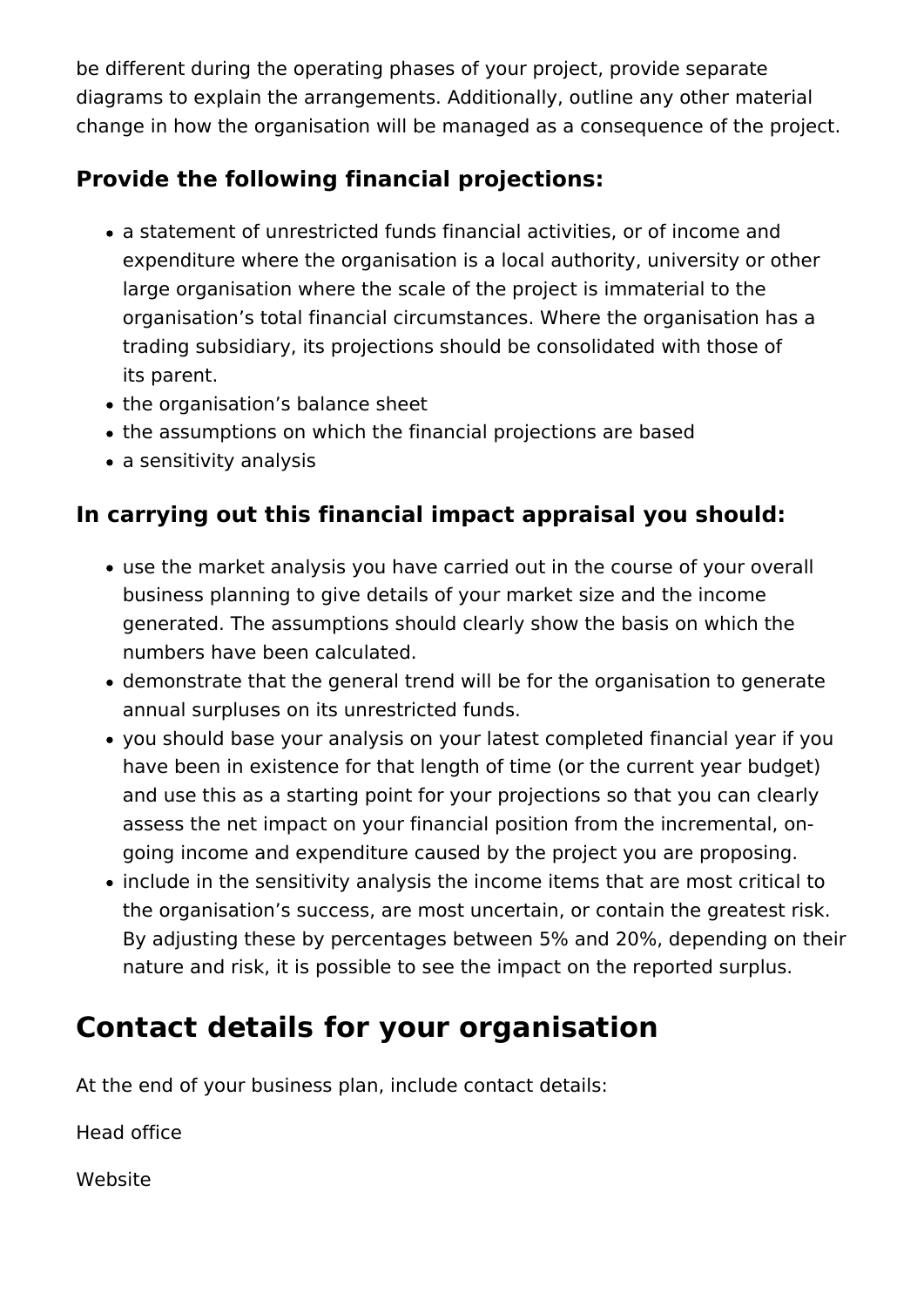be different during the operating phases of your project, provide separate diagrams to explain the arrangements. Additionally, outline any other material change in how the organisation will be managed as a consequence of the project.

### Provide the following financial projections:

- a statement of unrestricted funds financial activities, or of income and expenditure where the organisation is a local authority, university or other large organisation where the scale of the project is immaterial to the organisation's total financial circumstances. Where the organisation has a trading subsidiary, its projections should be consolidated with those of its parent.
- the organisation's balance sheet
- the assumptions on which the financial projections are based
- a sensitivity analysis

### In carrying out this financial impact appraisal you should:

- use the market analysis you have carried out in the course of your overall business planning to give details of your market size and the income generated. The assumptions should clearly show the basis on which the numbers have been calculated.
- demonstrate that the general trend will be for the organisation to generate annual surpluses on its unrestricted funds.
- you should base your analysis on your latest completed financial year if you have been in existence for that length of time (or the current year budget) and use this as a starting point for your projections so that you can clearly assess the net impact on your financial position from the incremental, on-going income and expenditure caused by the project you are proposing.
- include in the sensitivity analysis the income items that are most critical to the organisation's success, are most uncertain, or contain the greatest risk. By adjusting these by percentages between 5% and 20%, depending on their nature and risk, it is possible to see the impact on the reported surplus.

## Contact details for your organisation

At the end of your business plan, include contact details:

Head office

Website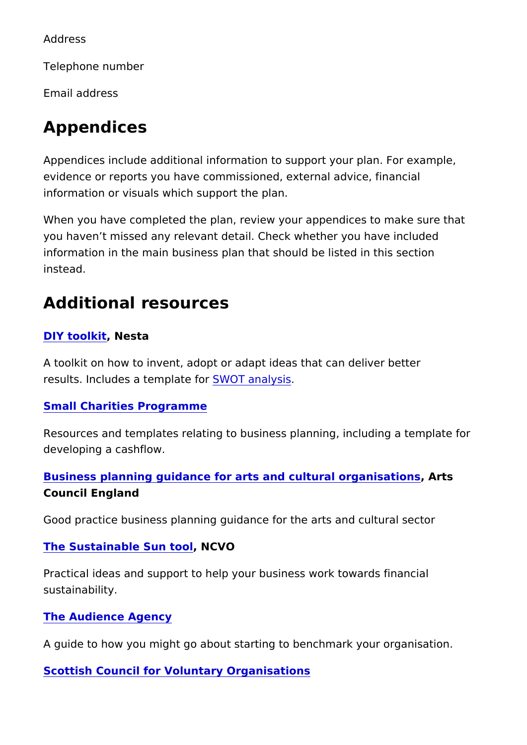Address

Telephone number

Email address

## Appendices

Appendices include additional information to support your plan. For example, evidence or reports you have commissioned, external advice, financial information or visuals which support the plan.

When you have completed the plan, review your appendices to make sure that you haven't missed any relevant detail. Check whether you have included information in the main business plan that should be listed in this section instead.

## Additional resources

**DIY toolkit, Nesta**

A toolkit on how to invent, adopt or adapt ideas that can deliver better results. Includes a template for SWOT analysis.

**Small Charities Programme**

Resources and templates relating to business planning, including a template for developing a cashflow.

**Business planning guidance for arts and cultural organisations, Arts Council England**

Good practice business planning guidance for the arts and cultural sector

**The Sustainable Sun tool, NCVO**

Practical ideas and support to help your business work towards financial sustainability.

**The Audience Agency**

A guide to how you might go about starting to benchmark your organisation.

**Scottish Council for Voluntary Organisations**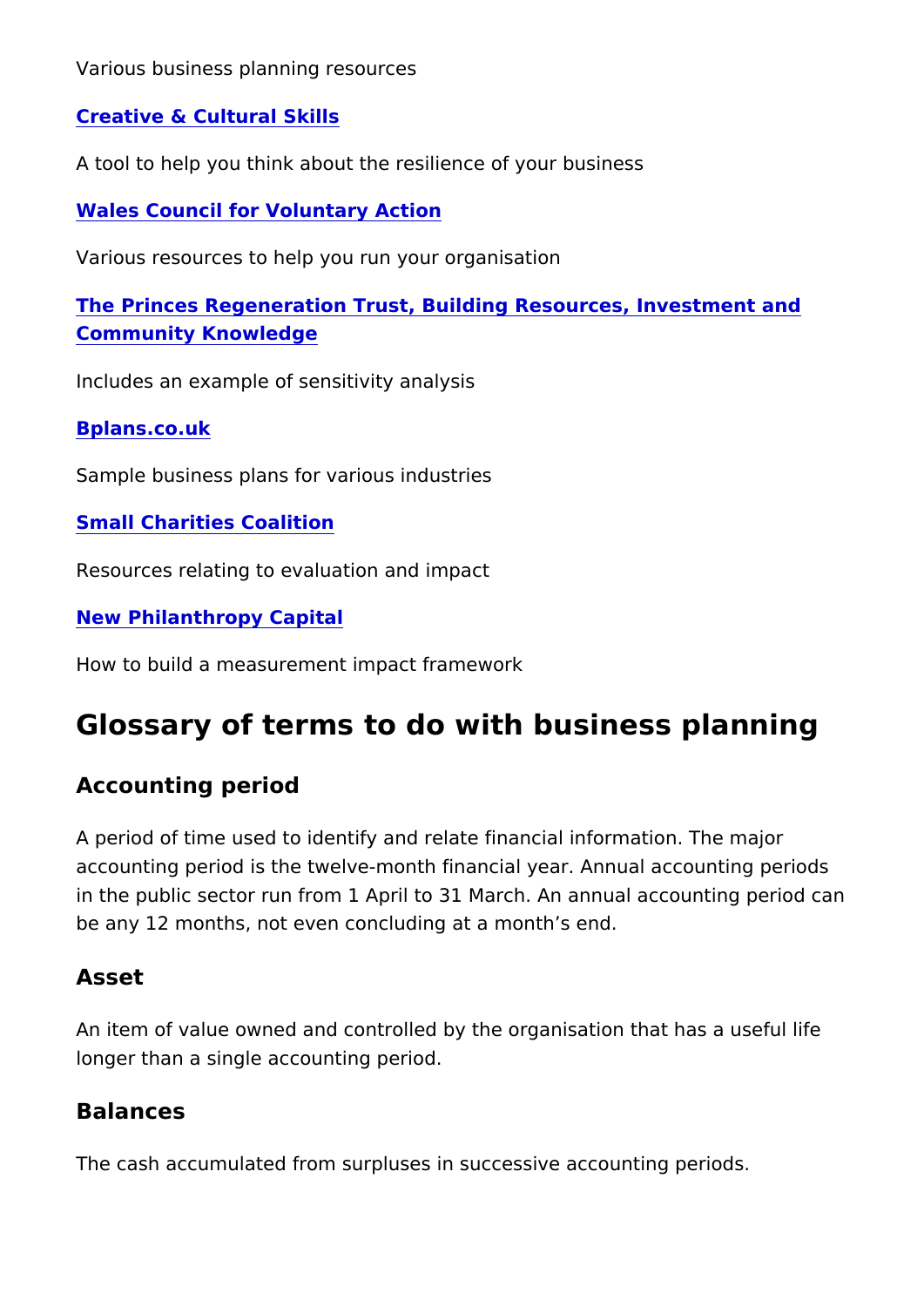Various business planning resources

[Creative & Cultural Skills]

A tool to help you think about the resilience of your business

[Wales Council for Voluntary Action]

Various resources to help you run your organisation

[The Princes Regeneration Trust, Building Resources, Investment and Community Knowledge]

Includes an example of sensitivity analysis

[Bplans.co.uk]

Sample business plans for various industries

[Small Charities Coalition]

Resources relating to evaluation and impact

[New Philanthropy Capital]

How to build a measurement impact framework

## Glossary of terms to do with business planning

### Accounting period

A period of time used to identify and relate financial information. The major accounting period is the twelve-month financial year. Annual accounting periods in the public sector run from 1 April to 31 March. An annual accounting period can be any 12 months, not even concluding at a month's end.

### Asset

An item of value owned and controlled by the organisation that has a useful life longer than a single accounting period.

### Balances

The cash accumulated from surpluses in successive accounting periods.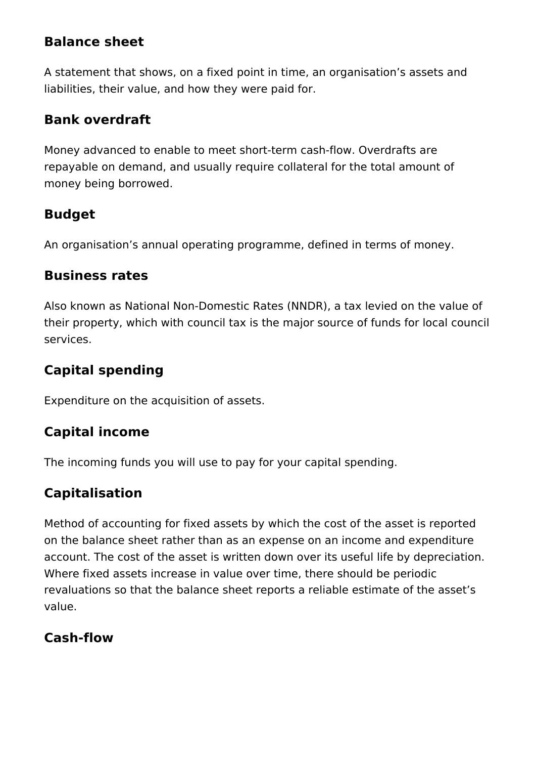### Balance sheet

A statement that shows, on a fixed point in time, an organisation's assets and liabilities, their value, and how they were paid for.

### Bank overdraft

Money advanced to enable to meet short-term cash-flow. Overdrafts are repayable on demand, and usually require collateral for the total amount of money being borrowed.

### Budget

An organisation's annual operating programme, defined in terms of money.

### Business rates

Also known as National Non-Domestic Rates (NNDR), a tax levied on the value of their property, which with council tax is the major source of funds for local council services.

### Capital spending

Expenditure on the acquisition of assets.

### Capital income

The incoming funds you will use to pay for your capital spending.

### Capitalisation

Method of accounting for fixed assets by which the cost of the asset is reported on the balance sheet rather than as an expense on an income and expenditure account. The cost of the asset is written down over its useful life by depreciation. Where fixed assets increase in value over time, there should be periodic revaluations so that the balance sheet reports a reliable estimate of the asset's value.

### Cash-flow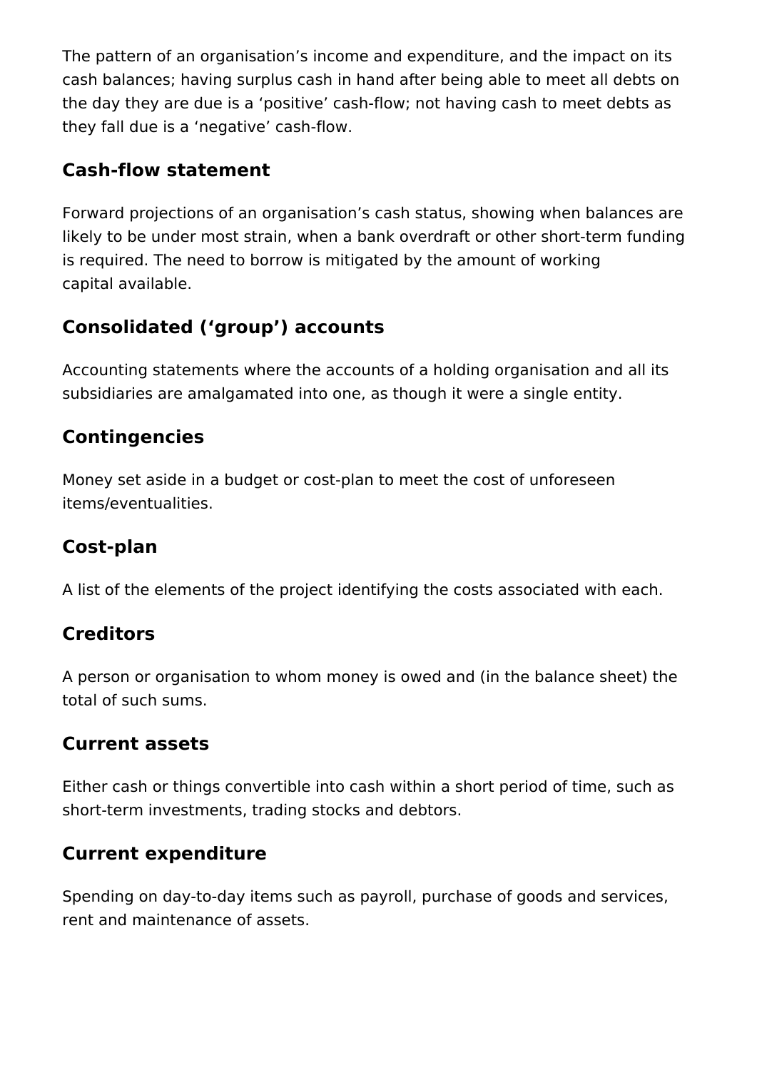The pattern of an organisation's income and expenditure, and the impact on its cash balances; having surplus cash in hand after being able to meet all debts on the day they are due is a 'positive' cash-flow; not having cash to meet debts as they fall due is a 'negative' cash-flow.

## Cash-flow statement

Forward projections of an organisation's cash status, showing when balances are likely to be under most strain, when a bank overdraft or other short-term funding is required. The need to borrow is mitigated by the amount of working capital available.

## Consolidated ('group') accounts

Accounting statements where the accounts of a holding organisation and all its subsidiaries are amalgamated into one, as though it were a single entity.

## Contingencies

Money set aside in a budget or cost-plan to meet the cost of unforeseen items/eventualities.

## Cost-plan

A list of the elements of the project identifying the costs associated with each.

## Creditors

A person or organisation to whom money is owed and (in the balance sheet) the total of such sums.

## Current assets

Either cash or things convertible into cash within a short period of time, such as short-term investments, trading stocks and debtors.

## Current expenditure

Spending on day-to-day items such as payroll, purchase of goods and services, rent and maintenance of assets.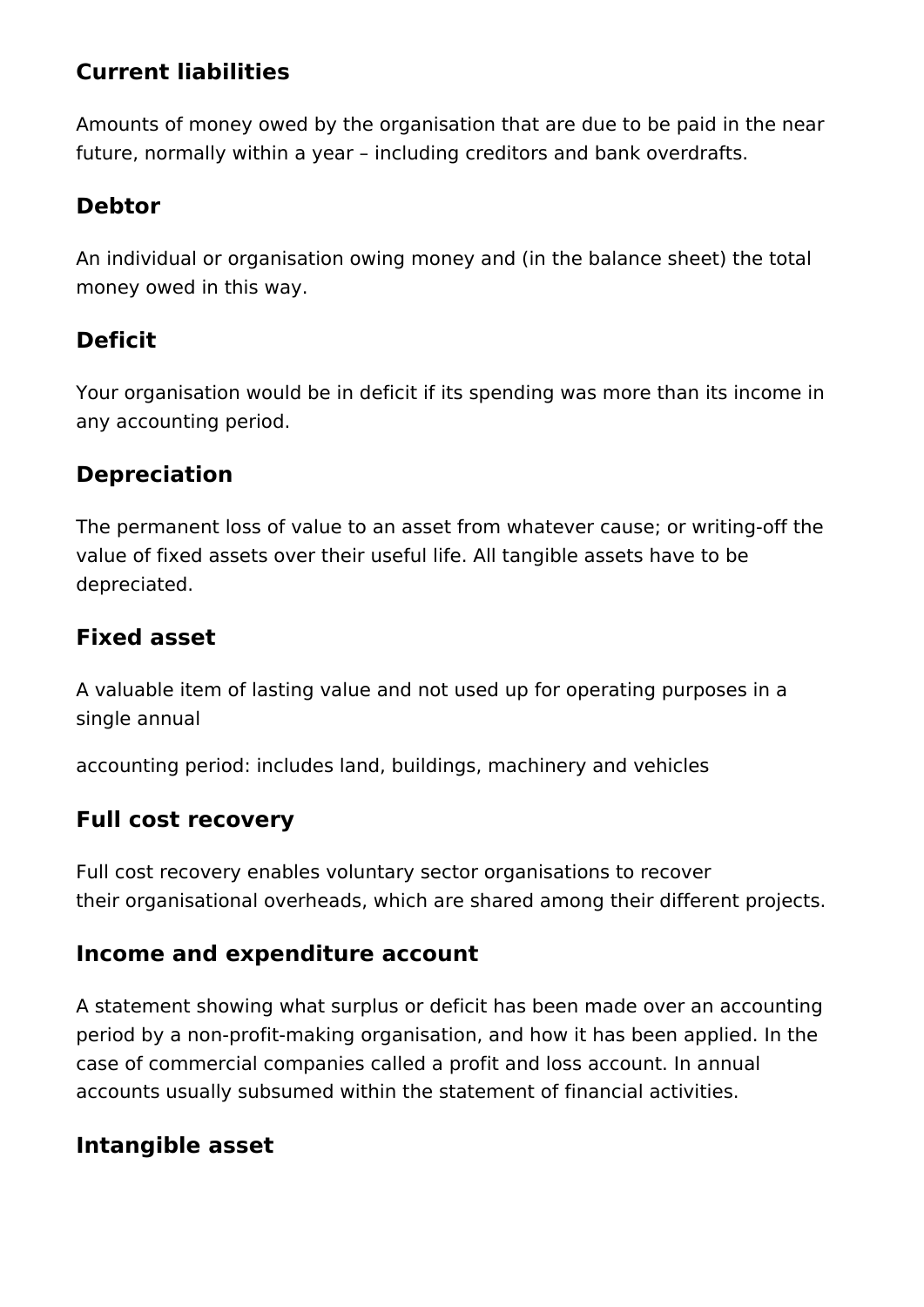## Current liabilities

Amounts of money owed by the organisation that are due to be paid in the near future, normally within a year – including creditors and bank overdrafts.

## Debtor

An individual or organisation owing money and (in the balance sheet) the total money owed in this way.

## Deficit

Your organisation would be in deficit if its spending was more than its income in any accounting period.

## Depreciation

The permanent loss of value to an asset from whatever cause; or writing-off the value of fixed assets over their useful life. All tangible assets have to be depreciated.

## Fixed asset

A valuable item of lasting value and not used up for operating purposes in a single annual

accounting period: includes land, buildings, machinery and vehicles

## Full cost recovery

Full cost recovery enables voluntary sector organisations to recover their organisational overheads, which are shared among their different projects.

## Income and expenditure account

A statement showing what surplus or deficit has been made over an accounting period by a non-profit-making organisation, and how it has been applied. In the case of commercial companies called a profit and loss account. In annual accounts usually subsumed within the statement of financial activities.

## Intangible asset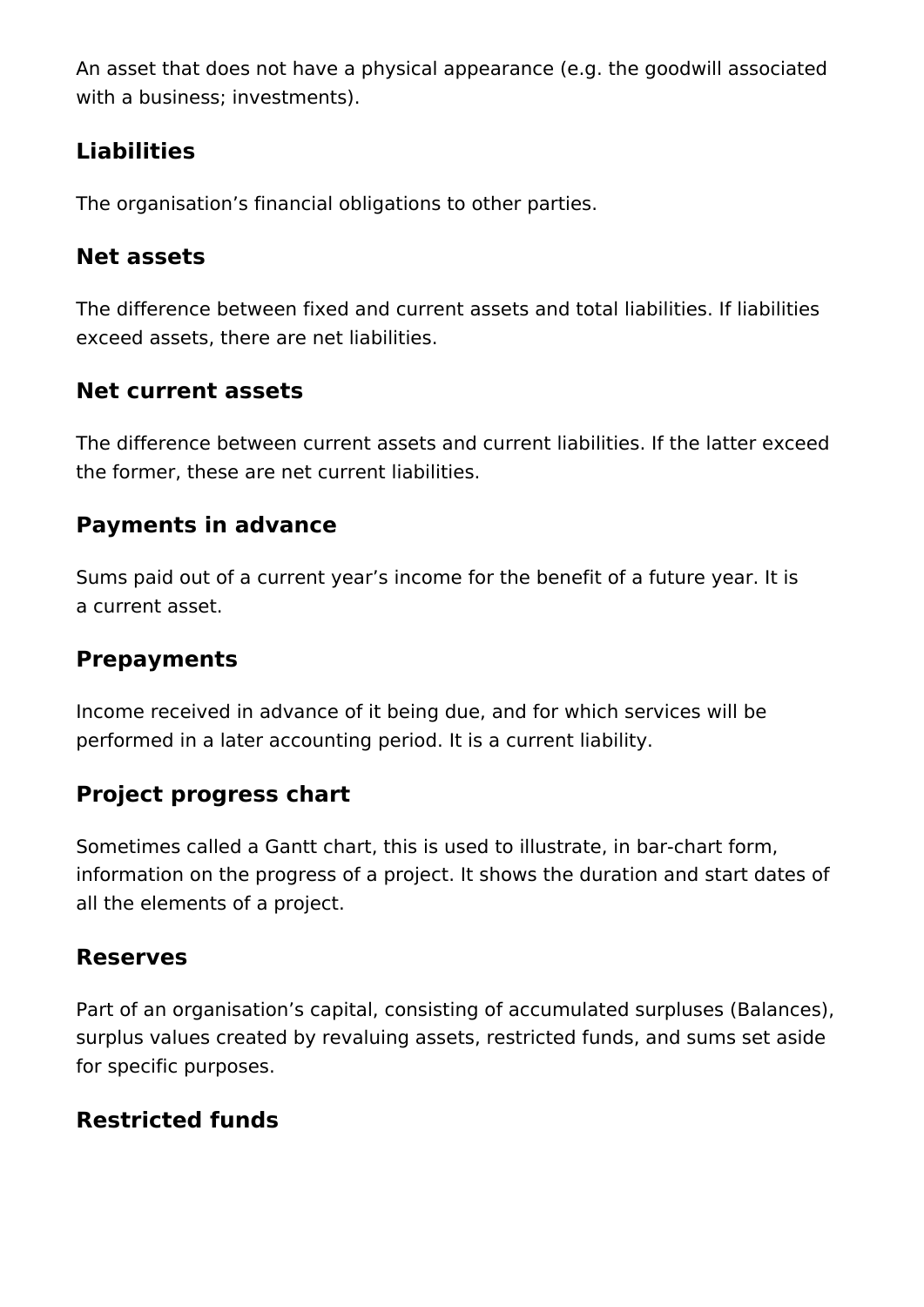An asset that does not have a physical appearance (e.g. the goodwill associated with a business; investments).

### Liabilities

The organisation’s financial obligations to other parties.

### Net assets

The difference between fixed and current assets and total liabilities. If liabilities exceed assets, there are net liabilities.

### Net current assets

The difference between current assets and current liabilities. If the latter exceed the former, these are net current liabilities.

### Payments in advance

Sums paid out of a current year’s income for the benefit of a future year. It is a current asset.

### Prepayments

Income received in advance of it being due, and for which services will be performed in a later accounting period. It is a current liability.

### Project progress chart

Sometimes called a Gantt chart, this is used to illustrate, in bar-chart form, information on the progress of a project. It shows the duration and start dates of all the elements of a project.

### Reserves

Part of an organisation’s capital, consisting of accumulated surpluses (Balances), surplus values created by revaluing assets, restricted funds, and sums set aside for specific purposes.

### Restricted funds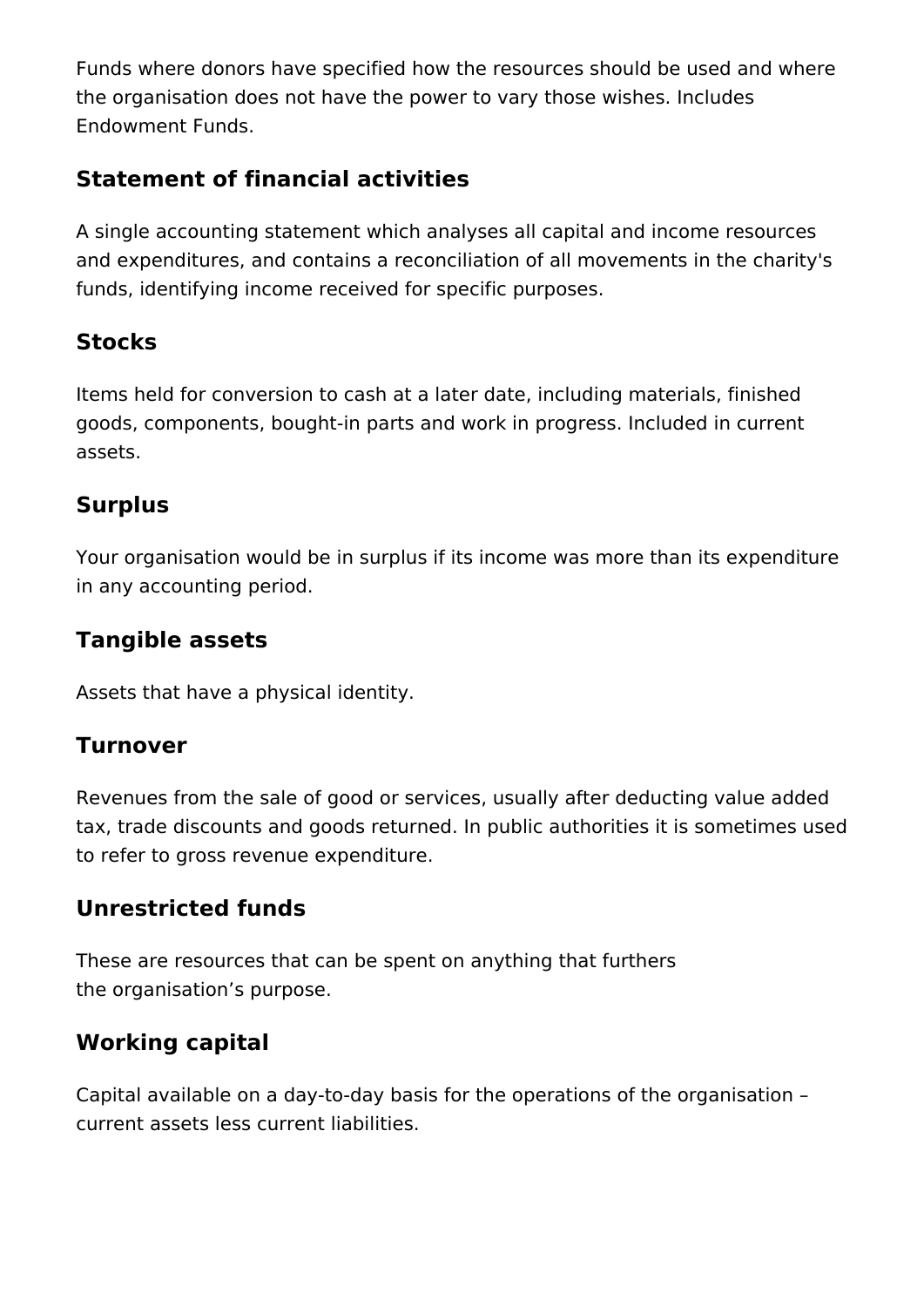Funds where donors have specified how the resources should be used and where the organisation does not have the power to vary those wishes. Includes Endowment Funds.

### Statement of financial activities

A single accounting statement which analyses all capital and income resources and expenditures, and contains a reconciliation of all movements in the charity's funds, identifying income received for specific purposes.

### Stocks

Items held for conversion to cash at a later date, including materials, finished goods, components, bought-in parts and work in progress. Included in current assets.

### Surplus

Your organisation would be in surplus if its income was more than its expenditure in any accounting period.

### Tangible assets

Assets that have a physical identity.

### Turnover

Revenues from the sale of good or services, usually after deducting value added tax, trade discounts and goods returned. In public authorities it is sometimes used to refer to gross revenue expenditure.

### Unrestricted funds

These are resources that can be spent on anything that furthers the organisation's purpose.

### Working capital

Capital available on a day-to-day basis for the operations of the organisation – current assets less current liabilities.